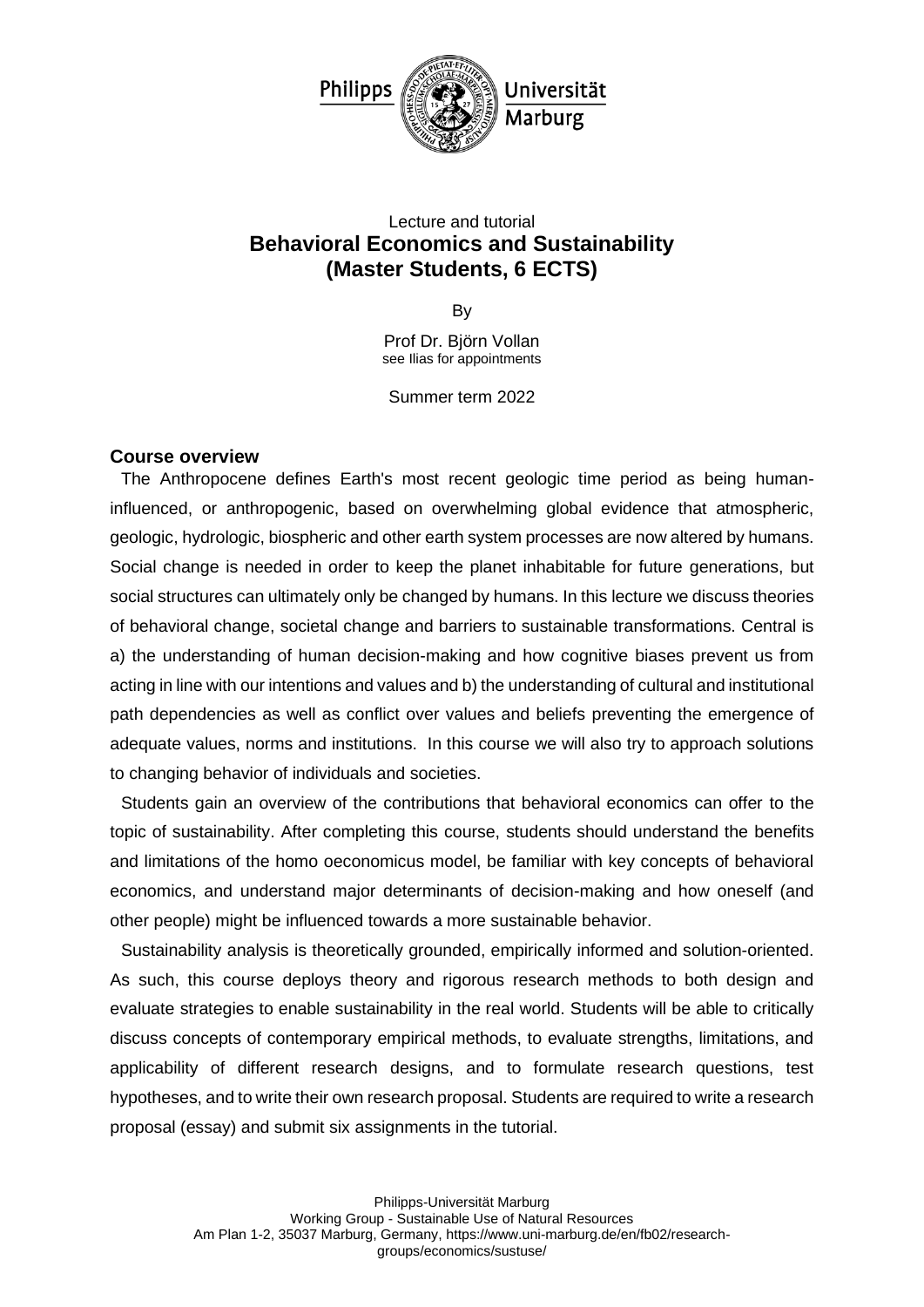Lecture and tutorial

# Behavioral Economics and Sustainability (Master Students, 6 ECTS)

By

Prof Dr. Björn Vollan
see Ilias for appointments

Summer term 2022

## Course overview

The Anthropocene defines Earth's most recent geologic time period as being human-influenced, or anthropogenic, based on overwhelming global evidence that atmospheric, geologic, hydrologic, biospheric and other earth system processes are now altered by humans. Social change is needed in order to keep the planet inhabitable for future generations, but social structures can ultimately only be changed by humans. In this lecture we discuss theories of behavioral change, societal change and barriers to sustainable transformations. Central is a) the understanding of human decision-making and how cognitive biases prevent us from acting in line with our intentions and values and b) the understanding of cultural and institutional path dependencies as well as conflict over values and beliefs preventing the emergence of adequate values, norms and institutions. In this course we will also try to approach solutions to changing behavior of individuals and societies.

Students gain an overview of the contributions that behavioral economics can offer to the topic of sustainability. After completing this course, students should understand the benefits and limitations of the homo oeconomicus model, be familiar with key concepts of behavioral economics, and understand major determinants of decision-making and how oneself (and other people) might be influenced towards a more sustainable behavior.

Sustainability analysis is theoretically grounded, empirically informed and solution-oriented. As such, this course deploys theory and rigorous research methods to both design and evaluate strategies to enable sustainability in the real world. Students will be able to critically discuss concepts of contemporary empirical methods, to evaluate strengths, limitations, and applicability of different research designs, and to formulate research questions, test hypotheses, and to write their own research proposal. Students are required to write a research proposal (essay) and submit six assignments in the tutorial.

Philipps-Universität Marburg
Working Group - Sustainable Use of Natural Resources
Am Plan 1-2, 35037 Marburg, Germany, https://www.uni-marburg.de/en/fb02/research-groups/economics/sustuse/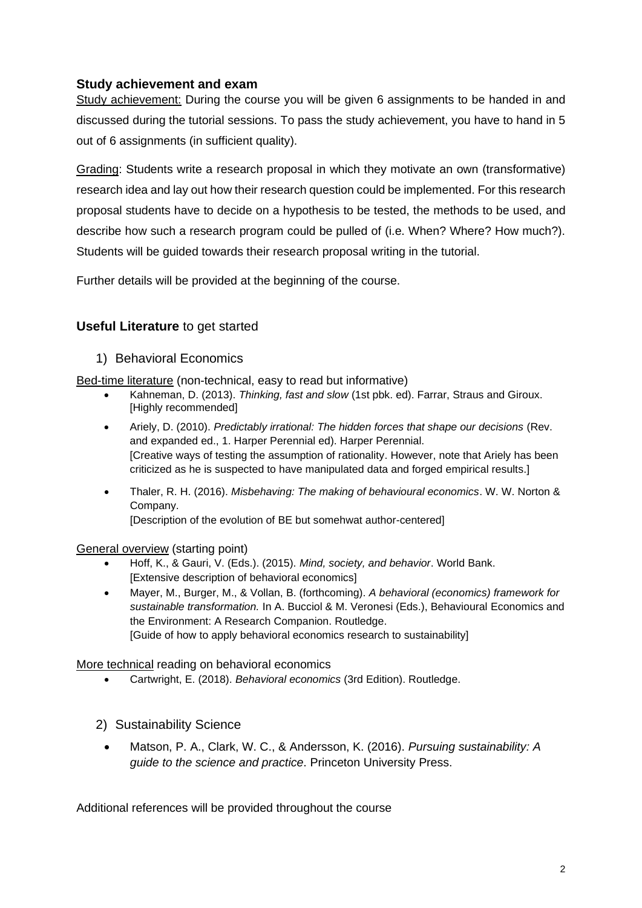### Study achievement and exam

Study achievement: During the course you will be given 6 assignments to be handed in and discussed during the tutorial sessions. To pass the study achievement, you have to hand in 5 out of 6 assignments (in sufficient quality).

Grading: Students write a research proposal in which they motivate an own (transformative) research idea and lay out how their research question could be implemented. For this research proposal students have to decide on a hypothesis to be tested, the methods to be used, and describe how such a research program could be pulled of (i.e. When? Where? How much?). Students will be guided towards their research proposal writing in the tutorial.

Further details will be provided at the beginning of the course.

### **Useful Literature** to get started

1) Behavioral Economics

Bed-time literature (non-technical, easy to read but informative)

- Kahneman, D. (2013). *Thinking, fast and slow* (1st pbk. ed). Farrar, Straus and Giroux. [Highly recommended]
- Ariely, D. (2010). *Predictably irrational: The hidden forces that shape our decisions* (Rev. and expanded ed., 1. Harper Perennial ed). Harper Perennial.
  [Creative ways of testing the assumption of rationality. However, note that Ariely has been criticized as he is suspected to have manipulated data and forged empirical results.]
- Thaler, R. H. (2016). *Misbehaving: The making of behavioural economics*. W. W. Norton & Company.
  [Description of the evolution of BE but somehwat author-centered]

General overview (starting point)

- Hoff, K., & Gauri, V. (Eds.). (2015). *Mind, society, and behavior*. World Bank.
  [Extensive description of behavioral economics]
- Mayer, M., Burger, M., & Vollan, B. (forthcoming). *A behavioral (economics) framework for sustainable transformation.* In A. Bucciol & M. Veronesi (Eds.), Behavioural Economics and the Environment: A Research Companion. Routledge.
  [Guide of how to apply behavioral economics research to sustainability]

More technical reading on behavioral economics

- Cartwright, E. (2018). *Behavioral economics* (3rd Edition). Routledge.

2) Sustainability Science

- Matson, P. A., Clark, W. C., & Andersson, K. (2016). *Pursuing sustainability: A guide to the science and practice*. Princeton University Press.

Additional references will be provided throughout the course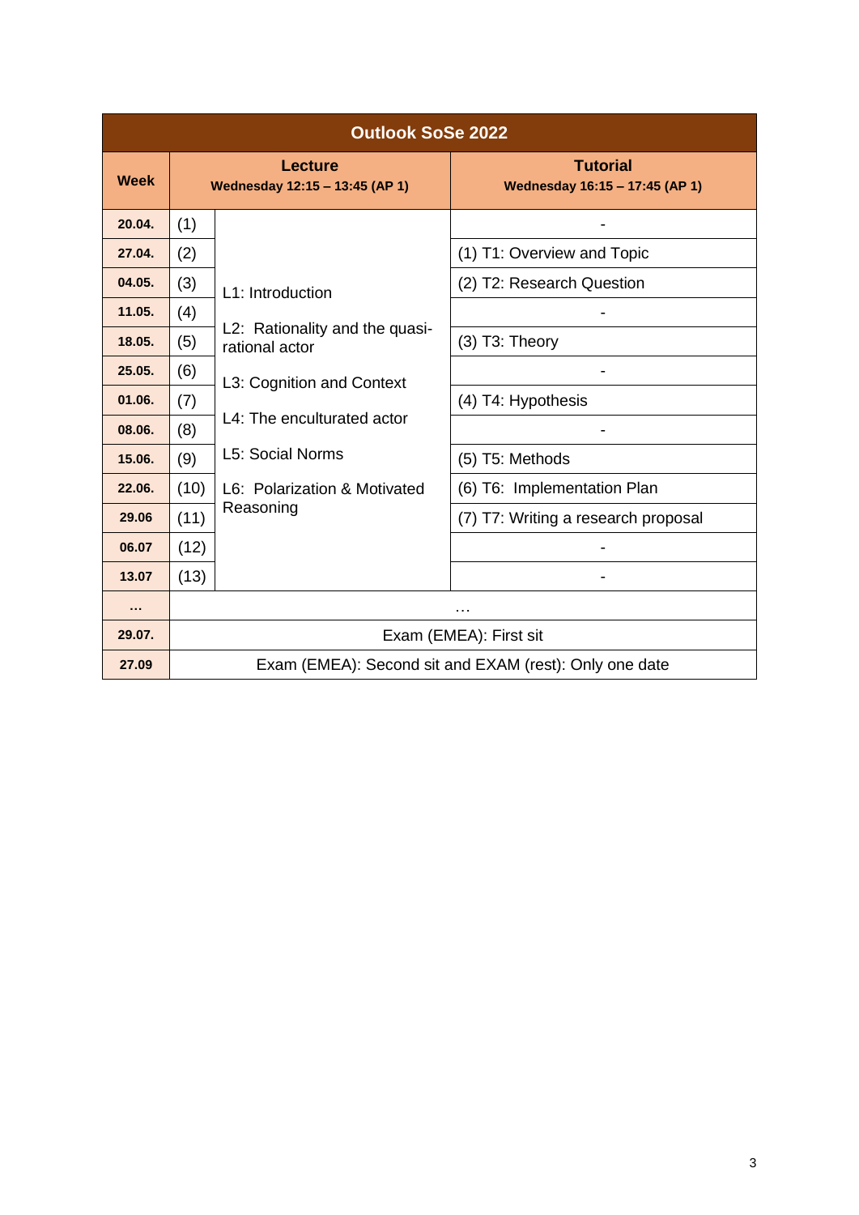| Outlook SoSe 2022 | | | |
|---|---|---|---|
| **Week** | **Lecture** Wednesday 12:15 – 13:45 (AP 1) | | **Tutorial** Wednesday 16:15 – 17:45 (AP 1) |
| **20.04.** | (1) | L1: Introduction<br>L2: Rationality and the quasi-rational actor<br>L3: Cognition and Context<br>L4: The enculturated actor<br>L5: Social Norms<br>L6: Polarization & Motivated Reasoning | - |
| **27.04.** | (2) | | (1) T1: Overview and Topic |
| **04.05.** | (3) | | (2) T2: Research Question |
| **11.05.** | (4) | | - |
| **18.05.** | (5) | | (3) T3: Theory |
| **25.05.** | (6) | | - |
| **01.06.** | (7) | | (4) T4: Hypothesis |
| **08.06.** | (8) | | - |
| **15.06.** | (9) | | (5) T5: Methods |
| **22.06.** | (10) | | (6) T6: Implementation Plan |
| **29.06** | (11) | | (7) T7: Writing a research proposal |
| **06.07** | (12) | | - |
| **13.07** | (13) | | - |
| **…** | … | | |
| **29.07.** | Exam (EMEA): First sit | | |
| **27.09** | Exam (EMEA): Second sit and EXAM (rest): Only one date | | |